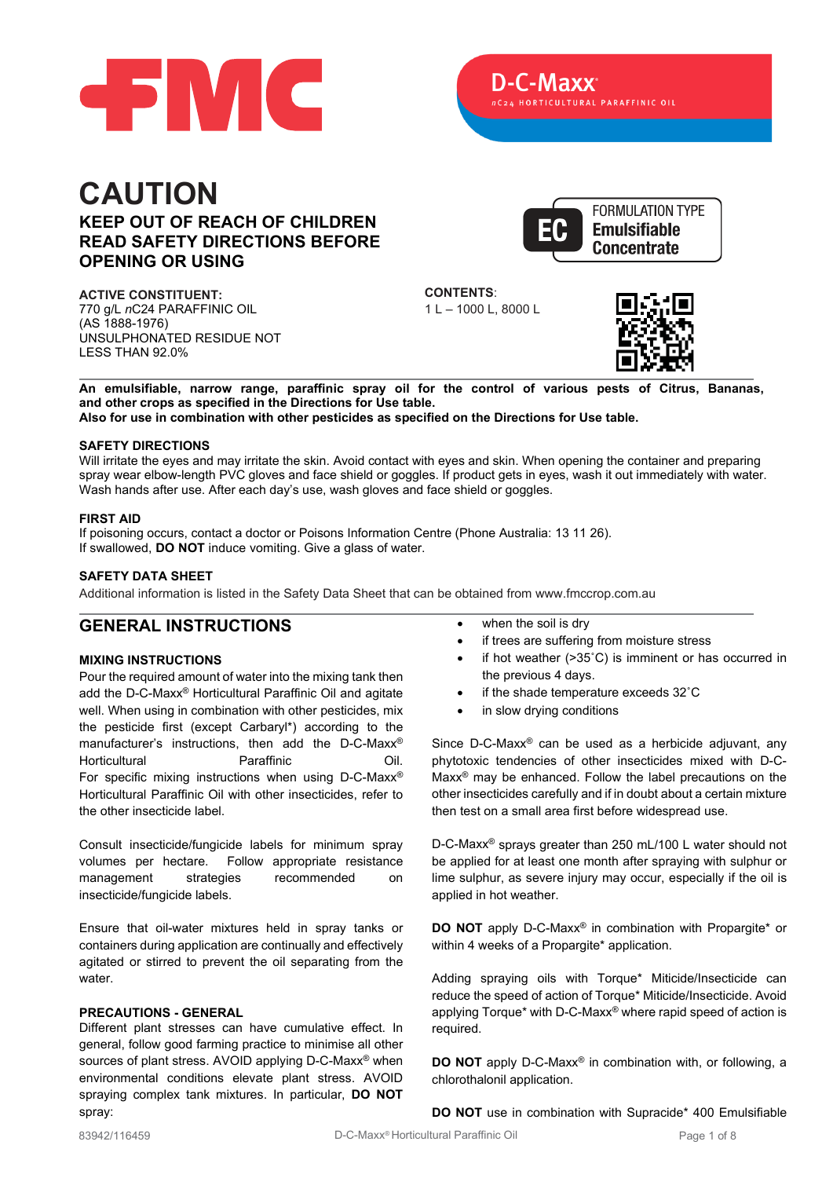FMC

**D-C-Maxx®**

*n*C24 HORTICULTURAL PARAFFINIC OIL

# CAUTION

## KEEP OUT OF REACH OF CHILDREN
## READ SAFETY DIRECTIONS BEFORE OPENING OR USING

FORMULATION TYPE
**EC** **Emulsifiable Concentrate**

**ACTIVE CONSTITUENT:**
770 g/L *n*C24 PARAFFINIC OIL
(AS 1888-1976)
UNSULPHONATED RESIDUE NOT LESS THAN 92.0%

**CONTENTS**:
1 L – 1000 L, 8000 L

**An emulsifiable, narrow range, paraffinic spray oil for the control of various pests of Citrus, Bananas, and other crops as specified in the Directions for Use table.**
**Also for use in combination with other pesticides as specified on the Directions for Use table.**

### SAFETY DIRECTIONS

Will irritate the eyes and may irritate the skin. Avoid contact with eyes and skin. When opening the container and preparing spray wear elbow-length PVC gloves and face shield or goggles. If product gets in eyes, wash it out immediately with water. Wash hands after use. After each day's use, wash gloves and face shield or goggles.

### FIRST AID

If poisoning occurs, contact a doctor or Poisons Information Centre (Phone Australia: 13 11 26).
If swallowed, **DO NOT** induce vomiting. Give a glass of water.

### SAFETY DATA SHEET

Additional information is listed in the Safety Data Sheet that can be obtained from www.fmccrop.com.au

## GENERAL INSTRUCTIONS

### MIXING INSTRUCTIONS

Pour the required amount of water into the mixing tank then add the D-C-Maxx® Horticultural Paraffinic Oil and agitate well. When using in combination with other pesticides, mix the pesticide first (except Carbaryl*) according to the manufacturer's instructions, then add the D-C-Maxx® Horticultural Paraffinic Oil. For specific mixing instructions when using D-C-Maxx® Horticultural Paraffinic Oil with other insecticides, refer to the other insecticide label.

Consult insecticide/fungicide labels for minimum spray volumes per hectare. Follow appropriate resistance management strategies recommended on insecticide/fungicide labels.

Ensure that oil-water mixtures held in spray tanks or containers during application are continually and effectively agitated or stirred to prevent the oil separating from the water.

### PRECAUTIONS - GENERAL

Different plant stresses can have cumulative effect. In general, follow good farming practice to minimise all other sources of plant stress. AVOID applying D-C-Maxx® when environmental conditions elevate plant stress. AVOID spraying complex tank mixtures. In particular, **DO NOT** spray:

- when the soil is dry
- if trees are suffering from moisture stress
- if hot weather (>35˚C) is imminent or has occurred in the previous 4 days.
- if the shade temperature exceeds 32˚C
- in slow drying conditions

Since D-C-Maxx® can be used as a herbicide adjuvant, any phytotoxic tendencies of other insecticides mixed with D-C-Maxx® may be enhanced. Follow the label precautions on the other insecticides carefully and if in doubt about a certain mixture then test on a small area first before widespread use.

D-C-Maxx® sprays greater than 250 mL/100 L water should not be applied for at least one month after spraying with sulphur or lime sulphur, as severe injury may occur, especially if the oil is applied in hot weather.

**DO NOT** apply D-C-Maxx® in combination with Propargite* or within 4 weeks of a Propargite* application.

Adding spraying oils with Torque* Miticide/Insecticide can reduce the speed of action of Torque* Miticide/Insecticide. Avoid applying Torque* with D-C-Maxx® where rapid speed of action is required.

**DO NOT** apply D-C-Maxx® in combination with, or following, a chlorothalonil application.

**DO NOT** use in combination with Supracide* 400 Emulsifiable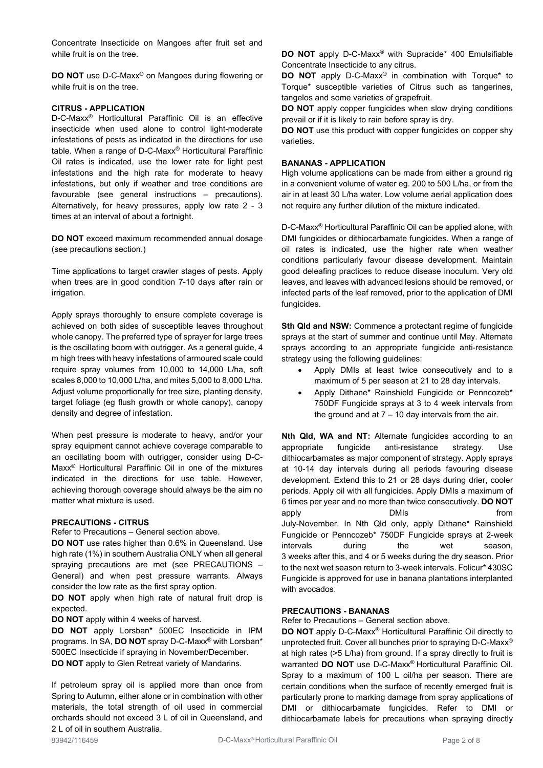Concentrate Insecticide on Mangoes after fruit set and while fruit is on the tree.

**DO NOT** use D-C-Maxx® on Mangoes during flowering or while fruit is on the tree.

**CITRUS - APPLICATION**

D-C-Maxx® Horticultural Paraffinic Oil is an effective insecticide when used alone to control light-moderate infestations of pests as indicated in the directions for use table. When a range of D-C-Maxx® Horticultural Paraffinic Oil rates is indicated, use the lower rate for light pest infestations and the high rate for moderate to heavy infestations, but only if weather and tree conditions are favourable (see general instructions – precautions). Alternatively, for heavy pressures, apply low rate 2 - 3 times at an interval of about a fortnight.

**DO NOT** exceed maximum recommended annual dosage (see precautions section.)

Time applications to target crawler stages of pests. Apply when trees are in good condition 7-10 days after rain or irrigation.

Apply sprays thoroughly to ensure complete coverage is achieved on both sides of susceptible leaves throughout whole canopy. The preferred type of sprayer for large trees is the oscillating boom with outrigger. As a general guide, 4 m high trees with heavy infestations of armoured scale could require spray volumes from 10,000 to 14,000 L/ha, soft scales 8,000 to 10,000 L/ha, and mites 5,000 to 8,000 L/ha. Adjust volume proportionally for tree size, planting density, target foliage (eg flush growth or whole canopy), canopy density and degree of infestation.

When pest pressure is moderate to heavy, and/or your spray equipment cannot achieve coverage comparable to an oscillating boom with outrigger, consider using D-C-Maxx® Horticultural Paraffinic Oil in one of the mixtures indicated in the directions for use table. However, achieving thorough coverage should always be the aim no matter what mixture is used.

**PRECAUTIONS - CITRUS**

Refer to Precautions – General section above.

**DO NOT** use rates higher than 0.6% in Queensland. Use high rate (1%) in southern Australia ONLY when all general spraying precautions are met (see PRECAUTIONS – General) and when pest pressure warrants. Always consider the low rate as the first spray option.

**DO NOT** apply when high rate of natural fruit drop is expected.

**DO NOT** apply within 4 weeks of harvest.

**DO NOT** apply Lorsban* 500EC Insecticide in IPM programs. In SA, **DO NOT** spray D-C-Maxx® with Lorsban* 500EC Insecticide if spraying in November/December.

**DO NOT** apply to Glen Retreat variety of Mandarins.

If petroleum spray oil is applied more than once from Spring to Autumn, either alone or in combination with other materials, the total strength of oil used in commercial orchards should not exceed 3 L of oil in Queensland, and 2 L of oil in southern Australia.

**DO NOT** apply D-C-Maxx® with Supracide* 400 Emulsifiable Concentrate Insecticide to any citrus.

**DO NOT** apply D-C-Maxx® in combination with Torque* to Torque* susceptible varieties of Citrus such as tangerines, tangelos and some varieties of grapefruit.

**DO NOT** apply copper fungicides when slow drying conditions prevail or if it is likely to rain before spray is dry.

**DO NOT** use this product with copper fungicides on copper shy varieties.

**BANANAS - APPLICATION**

High volume applications can be made from either a ground rig in a convenient volume of water eg. 200 to 500 L/ha, or from the air in at least 30 L/ha water. Low volume aerial application does not require any further dilution of the mixture indicated.

D-C-Maxx® Horticultural Paraffinic Oil can be applied alone, with DMI fungicides or dithiocarbamate fungicides. When a range of oil rates is indicated, use the higher rate when weather conditions particularly favour disease development. Maintain good deleafing practices to reduce disease inoculum. Very old leaves, and leaves with advanced lesions should be removed, or infected parts of the leaf removed, prior to the application of DMI fungicides.

**Sth Qld and NSW:** Commence a protectant regime of fungicide sprays at the start of summer and continue until May. Alternate sprays according to an appropriate fungicide anti-resistance strategy using the following guidelines:

- Apply DMIs at least twice consecutively and to a maximum of 5 per season at 21 to 28 day intervals.
- Apply Dithane* Rainshield Fungicide or Penncozeb* 750DF Fungicide sprays at 3 to 4 week intervals from the ground and at 7 – 10 day intervals from the air.

**Nth Qld, WA and NT:** Alternate fungicides according to an appropriate fungicide anti-resistance strategy. Use dithiocarbamates as major component of strategy. Apply sprays at 10-14 day intervals during all periods favouring disease development. Extend this to 21 or 28 days during drier, cooler periods. Apply oil with all fungicides. Apply DMIs a maximum of 6 times per year and no more than twice consecutively. **DO NOT** apply DMIs from July-November. In Nth Qld only, apply Dithane* Rainshield Fungicide or Penncozeb* 750DF Fungicide sprays at 2-week intervals during the wet season, 3 weeks after this, and 4 or 5 weeks during the dry season. Prior to the next wet season return to 3-week intervals. Folicur* 430SC Fungicide is approved for use in banana plantations interplanted with avocados.

**PRECAUTIONS - BANANAS**

Refer to Precautions – General section above.

**DO NOT** apply D-C-Maxx® Horticultural Paraffinic Oil directly to unprotected fruit. Cover all bunches prior to spraying D-C-Maxx® at high rates (>5 L/ha) from ground. If a spray directly to fruit is warranted **DO NOT** use D-C-Maxx® Horticultural Paraffinic Oil. Spray to a maximum of 100 L oil/ha per season. There are certain conditions when the surface of recently emerged fruit is particularly prone to marking damage from spray applications of DMI or dithiocarbamate fungicides. Refer to DMI or dithiocarbamate labels for precautions when spraying directly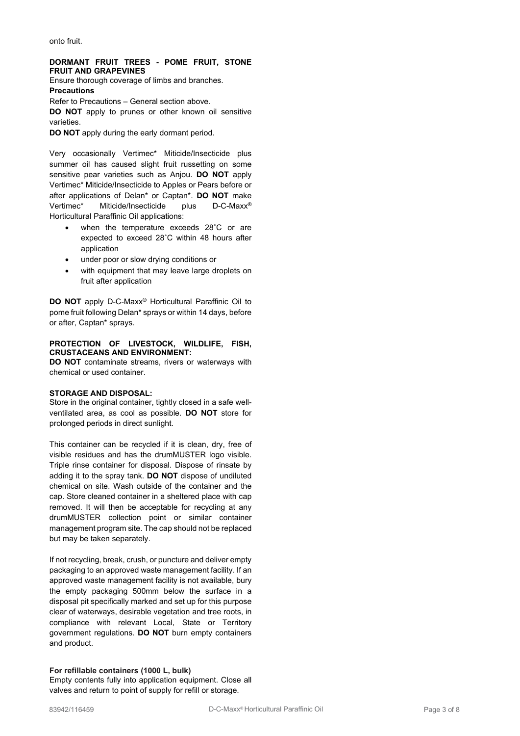onto fruit.

**DORMANT FRUIT TREES - POME FRUIT, STONE FRUIT AND GRAPEVINES**

Ensure thorough coverage of limbs and branches.

**Precautions**

Refer to Precautions – General section above.

**DO NOT** apply to prunes or other known oil sensitive varieties.

**DO NOT** apply during the early dormant period.

Very occasionally Vertimec* Miticide/Insecticide plus summer oil has caused slight fruit russetting on some sensitive pear varieties such as Anjou. **DO NOT** apply Vertimec* Miticide/Insecticide to Apples or Pears before or after applications of Delan* or Captan*. **DO NOT** make Vertimec* Miticide/Insecticide plus D-C-Maxx® Horticultural Paraffinic Oil applications:

- when the temperature exceeds 28˚C or are expected to exceed 28˚C within 48 hours after application
- under poor or slow drying conditions or
- with equipment that may leave large droplets on fruit after application

**DO NOT** apply D-C-Maxx® Horticultural Paraffinic Oil to pome fruit following Delan* sprays or within 14 days, before or after, Captan* sprays.

**PROTECTION OF LIVESTOCK, WILDLIFE, FISH, CRUSTACEANS AND ENVIRONMENT:**

**DO NOT** contaminate streams, rivers or waterways with chemical or used container.

**STORAGE AND DISPOSAL:**

Store in the original container, tightly closed in a safe well-ventilated area, as cool as possible. **DO NOT** store for prolonged periods in direct sunlight.

This container can be recycled if it is clean, dry, free of visible residues and has the drumMUSTER logo visible. Triple rinse container for disposal. Dispose of rinsate by adding it to the spray tank. **DO NOT** dispose of undiluted chemical on site. Wash outside of the container and the cap. Store cleaned container in a sheltered place with cap removed. It will then be acceptable for recycling at any drumMUSTER collection point or similar container management program site. The cap should not be replaced but may be taken separately.

If not recycling, break, crush, or puncture and deliver empty packaging to an approved waste management facility. If an approved waste management facility is not available, bury the empty packaging 500mm below the surface in a disposal pit specifically marked and set up for this purpose clear of waterways, desirable vegetation and tree roots, in compliance with relevant Local, State or Territory government regulations. **DO NOT** burn empty containers and product.

**For refillable containers (1000 L, bulk)**

Empty contents fully into application equipment. Close all valves and return to point of supply for refill or storage.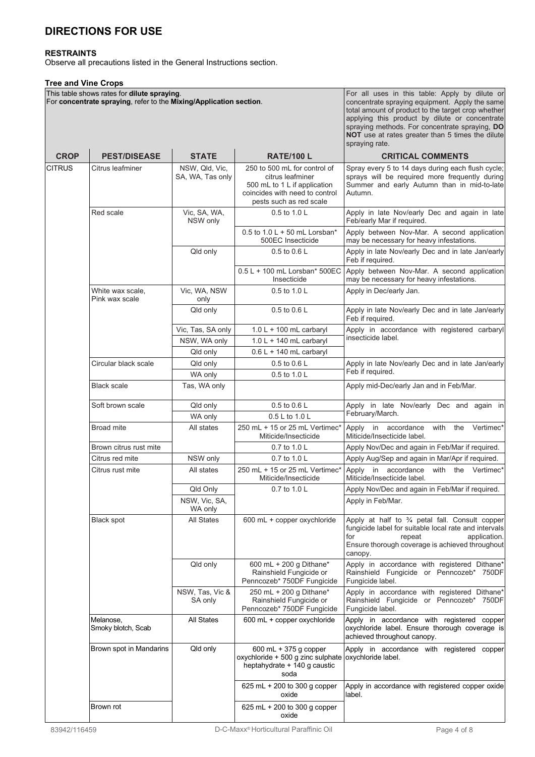# DIRECTIONS FOR USE

**RESTRAINTS**
Observe all precautions listed in the General Instructions section.

**Tree and Vine Crops**

This table shows rates for **dilute spraying**.
For **concentrate spraying**, refer to the **Mixing/Application section**.

For all uses in this table: Apply by dilute or concentrate spraying equipment. Apply the same total amount of product to the target crop whether applying this product by dilute or concentrate spraying methods. For concentrate spraying, **DO NOT** use at rates greater than 5 times the dilute spraying rate.

| CROP | PEST/DISEASE | STATE | RATE/100 L | CRITICAL COMMENTS |
|---|---|---|---|---|
| CITRUS | Citrus leafminer | NSW, Qld, Vic, SA, WA, Tas only | 250 to 500 mL for control of citrus leafminer<br>500 mL to 1 L if application coincides with need to control pests such as red scale | Spray every 5 to 14 days during each flush cycle; sprays will be required more frequently during Summer and early Autumn than in mid-to-late Autumn. |
| | Red scale | Vic, SA, WA, NSW only | 0.5 to 1.0 L | Apply in late Nov/early Dec and again in late Feb/early Mar if required. |
| | | | 0.5 to 1.0 L + 50 mL Lorsban* 500EC Insecticide | Apply between Nov-Mar. A second application may be necessary for heavy infestations. |
| | | Qld only | 0.5 to 0.6 L | Apply in late Nov/early Dec and in late Jan/early Feb if required. |
| | | | 0.5 L + 100 mL Lorsban* 500EC Insecticide | Apply between Nov-Mar. A second application may be necessary for heavy infestations. |
| | White wax scale, Pink wax scale | Vic, WA, NSW only | 0.5 to 1.0 L | Apply in Dec/early Jan. |
| | | Qld only | 0.5 to 0.6 L | Apply in late Nov/early Dec and in late Jan/early Feb if required. |
| | | Vic, Tas, SA only | 1.0 L + 100 mL carbaryl | Apply in accordance with registered carbaryl insecticide label. |
| | | NSW, WA only | 1.0 L + 140 mL carbaryl | |
| | | Qld only | 0.6 L + 140 mL carbaryl | |
| | Circular black scale | Qld only | 0.5 to 0.6 L | Apply in late Nov/early Dec and in late Jan/early Feb if required. |
| | | WA only | 0.5 to 1.0 L | |
| | Black scale | Tas, WA only | | Apply mid-Dec/early Jan and in Feb/Mar. |
| | Soft brown scale | Qld only | 0.5 to 0.6 L | Apply in late Nov/early Dec and again in February/March. |
| | | WA only | 0.5 L to 1.0 L | |
| | Broad mite | All states | 250 mL + 15 or 25 mL Vertimec* Miticide/Insecticide | Apply in accordance with the Vertimec* Miticide/Insecticide label. |
| | Brown citrus rust mite | | 0.7 to 1.0 L | Apply Nov/Dec and again in Feb/Mar if required. |
| | Citrus red mite | NSW only | 0.7 to 1.0 L | Apply Aug/Sep and again in Mar/Apr if required. |
| | Citrus rust mite | All states | 250 mL + 15 or 25 mL Vertimec* Miticide/Insecticide | Apply in accordance with the Vertimec* Miticide/Insecticide label. |
| | | Qld Only | 0.7 to 1.0 L | Apply Nov/Dec and again in Feb/Mar if required. |
| | | NSW, Vic, SA, WA only | | Apply in Feb/Mar. |
| | Black spot | All States | 600 mL + copper oxychloride | Apply at half to ¾ petal fall. Consult copper fungicide label for suitable local rate and intervals for repeat application. Ensure thorough coverage is achieved throughout canopy. |
| | | Qld only | 600 mL + 200 g Dithane* Rainshield Fungicide or Penncozeb* 750DF Fungicide | Apply in accordance with registered Dithane* Rainshield Fungicide or Penncozeb* 750DF Fungicide label. |
| | | NSW, Tas, Vic & SA only | 250 mL + 200 g Dithane* Rainshield Fungicide or Penncozeb* 750DF Fungicide | Apply in accordance with registered Dithane* Rainshield Fungicide or Penncozeb* 750DF Fungicide label. |
| | Melanose, Smoky blotch, Scab | All States | 600 mL + copper oxychloride | Apply in accordance with registered copper oxychloride label. Ensure thorough coverage is achieved throughout canopy. |
| | Brown spot in Mandarins | Qld only | 600 mL + 375 g copper oxychloride + 500 g zinc sulphate heptahydrate + 140 g caustic soda | Apply in accordance with registered copper oxychloride label. |
| | | | 625 mL + 200 to 300 g copper oxide | Apply in accordance with registered copper oxide label. |
| | Brown rot | | 625 mL + 200 to 300 g copper oxide | |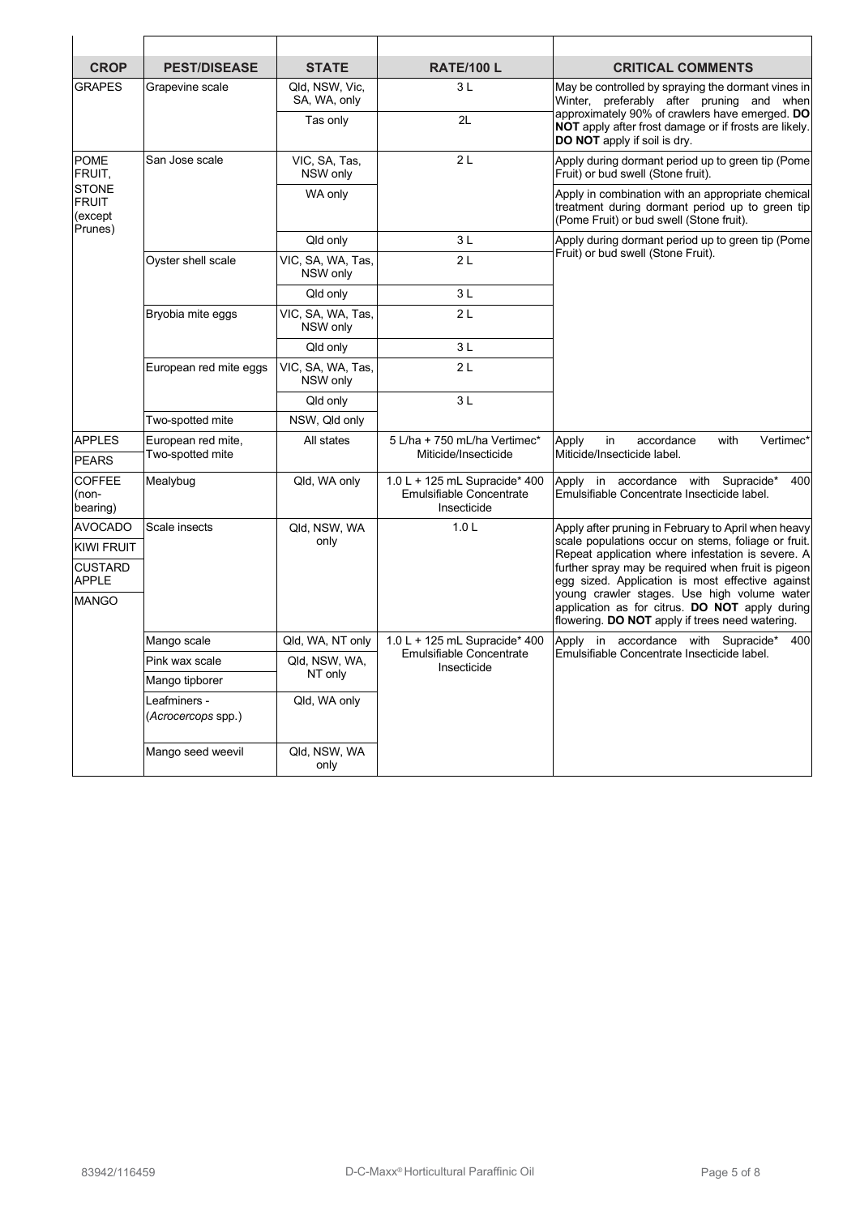| CROP | PEST/DISEASE | STATE | RATE/100 L | CRITICAL COMMENTS |
|---|---|---|---|---|
| GRAPES | Grapevine scale | Qld, NSW, Vic, SA, WA, only | 3 L | May be controlled by spraying the dormant vines in Winter, preferably after pruning and when approximately 90% of crawlers have emerged. **DO NOT** apply after frost damage or if frosts are likely. **DO NOT** apply if soil is dry. |
| | | Tas only | 2L | |
| POME FRUIT, STONE FRUIT (except Prunes) | San Jose scale | VIC, SA, Tas, NSW only | 2 L | Apply during dormant period up to green tip (Pome Fruit) or bud swell (Stone fruit). |
| | | WA only | | Apply in combination with an appropriate chemical treatment during dormant period up to green tip (Pome Fruit) or bud swell (Stone fruit). |
| | | Qld only | 3 L | Apply during dormant period up to green tip (Pome Fruit) or bud swell (Stone Fruit). |
| | Oyster shell scale | VIC, SA, WA, Tas, NSW only | 2 L | |
| | | Qld only | 3 L | |
| | Bryobia mite eggs | VIC, SA, WA, Tas, NSW only | 2 L | |
| | | Qld only | 3 L | |
| | European red mite eggs | VIC, SA, WA, Tas, NSW only | 2 L | |
| | | Qld only | 3 L | |
| | Two-spotted mite | NSW, Qld only | | |
| APPLES<br>PEARS | European red mite, Two-spotted mite | All states | 5 L/ha + 750 mL/ha Vertimec* Miticide/Insecticide | Apply in accordance with Vertimec* Miticide/Insecticide label. |
| COFFEE (non-bearing) | Mealybug | Qld, WA only | 1.0 L + 125 mL Supracide* 400 Emulsifiable Concentrate Insecticide | Apply in accordance with Supracide* 400 Emulsifiable Concentrate Insecticide label. |
| AVOCADO<br>KIWI FRUIT<br>CUSTARD APPLE<br>MANGO | Scale insects | Qld, NSW, WA only | 1.0 L | Apply after pruning in February to April when heavy scale populations occur on stems, foliage or fruit. Repeat application where infestation is severe. A further spray may be required when fruit is pigeon egg sized. Application is most effective against young crawler stages. Use high volume water application as for citrus. **DO NOT** apply during flowering. **DO NOT** apply if trees need watering. |
| | Mango scale | Qld, WA, NT only | 1.0 L + 125 mL Supracide* 400 Emulsifiable Concentrate Insecticide | Apply in accordance with Supracide* 400 Emulsifiable Concentrate Insecticide label. |
| | Pink wax scale | Qld, NSW, WA, NT only | | |
| | Mango tipborer | | | |
| | Leafminers - (*Acrocercops* spp.) | Qld, WA only | | |
| | Mango seed weevil | Qld, NSW, WA only | | |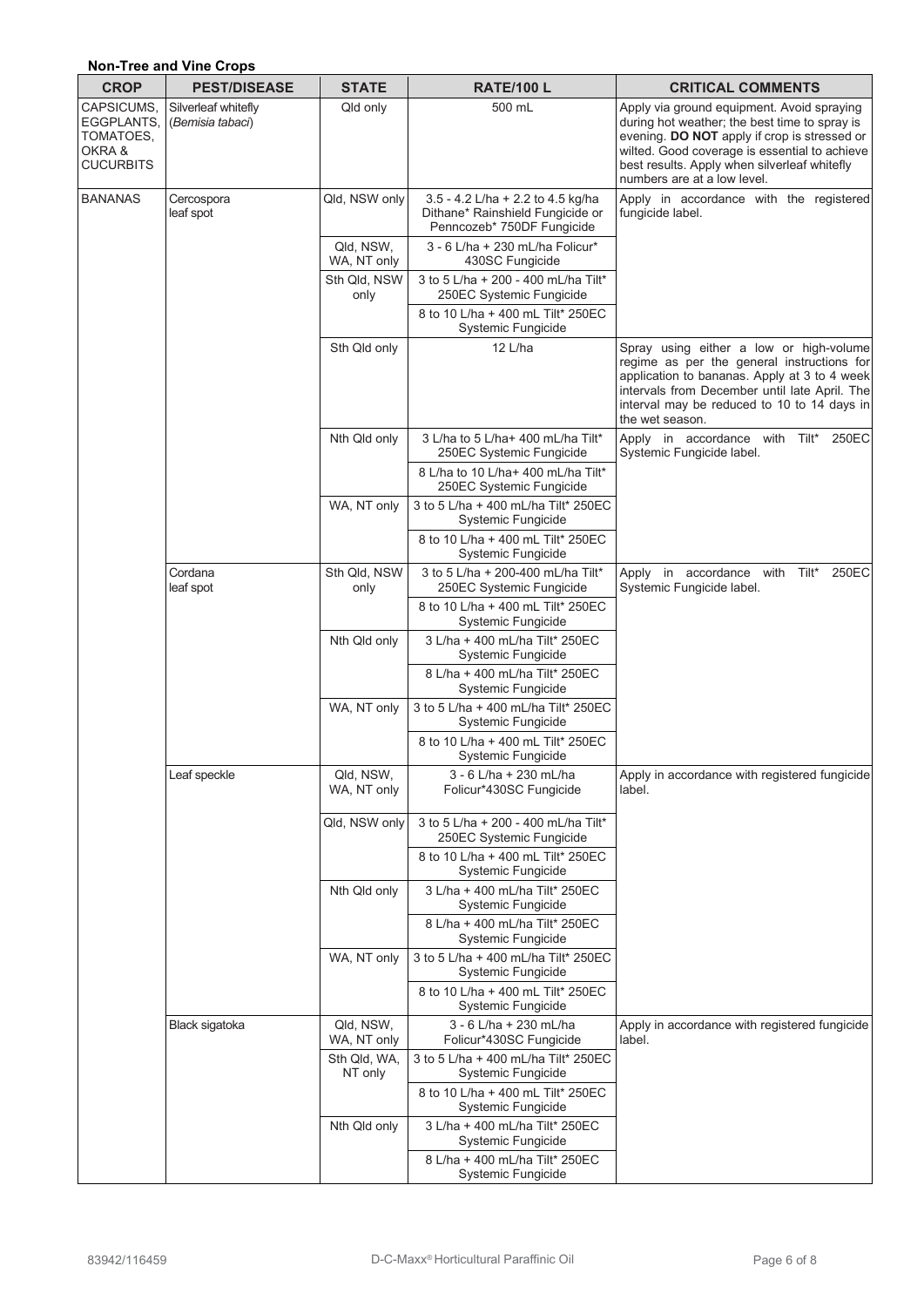**Non-Tree and Vine Crops**

| CROP | PEST/DISEASE | STATE | RATE/100 L | CRITICAL COMMENTS |
|---|---|---|---|---|
| CAPSICUMS, EGGPLANTS, TOMATOES, OKRA & CUCURBITS | Silverleaf whitefly (*Bemisia tabaci*) | Qld only | 500 mL | Apply via ground equipment. Avoid spraying during hot weather; the best time to spray is evening. **DO NOT** apply if crop is stressed or wilted. Good coverage is essential to achieve best results. Apply when silverleaf whitefly numbers are at a low level. |
| BANANAS | Cercospora leaf spot | Qld, NSW only | 3.5 - 4.2 L/ha + 2.2 to 4.5 kg/ha Dithane* Rainshield Fungicide or Penncozeb* 750DF Fungicide | Apply in accordance with the registered fungicide label. |
| | | Qld, NSW, WA, NT only | 3 - 6 L/ha + 230 mL/ha Folicur* 430SC Fungicide | |
| | | Sth Qld, NSW only | 3 to 5 L/ha + 200 - 400 mL/ha Tilt* 250EC Systemic Fungicide | |
| | | | 8 to 10 L/ha + 400 mL Tilt* 250EC Systemic Fungicide | |
| | | Sth Qld only | 12 L/ha | Spray using either a low or high-volume regime as per the general instructions for application to bananas. Apply at 3 to 4 week intervals from December until late April. The interval may be reduced to 10 to 14 days in the wet season. |
| | | Nth Qld only | 3 L/ha to 5 L/ha+ 400 mL/ha Tilt* 250EC Systemic Fungicide | Apply in accordance with Tilt* 250EC Systemic Fungicide label. |
| | | | 8 L/ha to 10 L/ha+ 400 mL/ha Tilt* 250EC Systemic Fungicide | |
| | | WA, NT only | 3 to 5 L/ha + 400 mL/ha Tilt* 250EC Systemic Fungicide | |
| | | | 8 to 10 L/ha + 400 mL Tilt* 250EC Systemic Fungicide | |
| | Cordana leaf spot | Sth Qld, NSW only | 3 to 5 L/ha + 200-400 mL/ha Tilt* 250EC Systemic Fungicide | Apply in accordance with Tilt* 250EC Systemic Fungicide label. |
| | | | 8 to 10 L/ha + 400 mL Tilt* 250EC Systemic Fungicide | |
| | | Nth Qld only | 3 L/ha + 400 mL/ha Tilt* 250EC Systemic Fungicide | |
| | | | 8 L/ha + 400 mL/ha Tilt* 250EC Systemic Fungicide | |
| | | WA, NT only | 3 to 5 L/ha + 400 mL/ha Tilt* 250EC Systemic Fungicide | |
| | | | 8 to 10 L/ha + 400 mL Tilt* 250EC Systemic Fungicide | |
| | Leaf speckle | Qld, NSW, WA, NT only | 3 - 6 L/ha + 230 mL/ha Folicur*430SC Fungicide | Apply in accordance with registered fungicide label. |
| | | Qld, NSW only | 3 to 5 L/ha + 200 - 400 mL/ha Tilt* 250EC Systemic Fungicide | |
| | | | 8 to 10 L/ha + 400 mL Tilt* 250EC Systemic Fungicide | |
| | | Nth Qld only | 3 L/ha + 400 mL/ha Tilt* 250EC Systemic Fungicide | |
| | | | 8 L/ha + 400 mL/ha Tilt* 250EC Systemic Fungicide | |
| | | WA, NT only | 3 to 5 L/ha + 400 mL/ha Tilt* 250EC Systemic Fungicide | |
| | | | 8 to 10 L/ha + 400 mL Tilt* 250EC Systemic Fungicide | |
| | Black sigatoka | Qld, NSW, WA, NT only | 3 - 6 L/ha + 230 mL/ha Folicur*430SC Fungicide | Apply in accordance with registered fungicide label. |
| | | Sth Qld, WA, NT only | 3 to 5 L/ha + 400 mL/ha Tilt* 250EC Systemic Fungicide | |
| | | | 8 to 10 L/ha + 400 mL Tilt* 250EC Systemic Fungicide | |
| | | Nth Qld only | 3 L/ha + 400 mL/ha Tilt* 250EC Systemic Fungicide | |
| | | | 8 L/ha + 400 mL/ha Tilt* 250EC Systemic Fungicide | |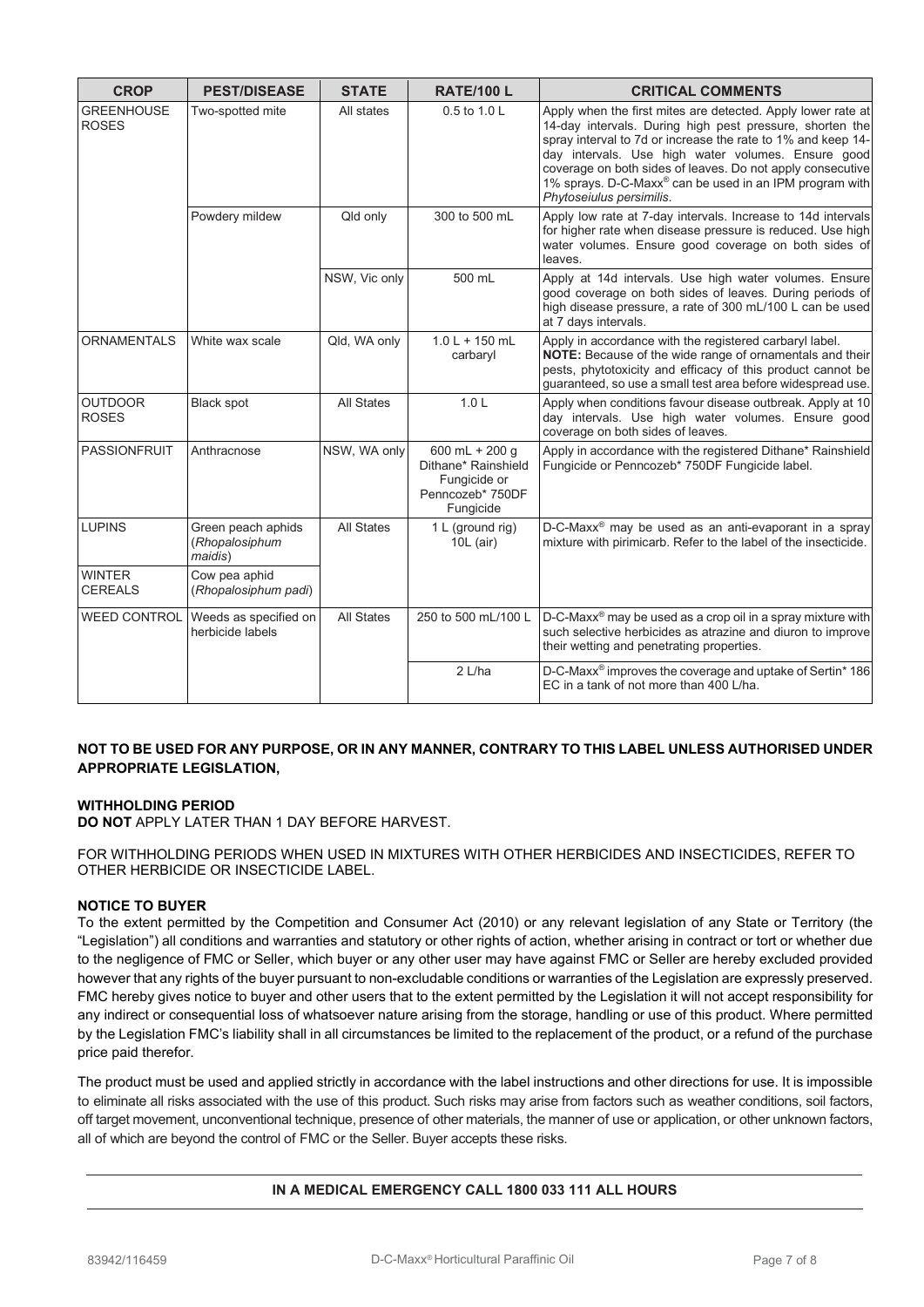| CROP | PEST/DISEASE | STATE | RATE/100 L | CRITICAL COMMENTS |
|---|---|---|---|---|
| GREENHOUSE ROSES | Two-spotted mite | All states | 0.5 to 1.0 L | Apply when the first mites are detected. Apply lower rate at 14-day intervals. During high pest pressure, shorten the spray interval to 7d or increase the rate to 1% and keep 14-day intervals. Use high water volumes. Ensure good coverage on both sides of leaves. Do not apply consecutive 1% sprays. D-C-Maxx® can be used in an IPM program with *Phytoseiulus persimilis*. |
| | Powdery mildew | Qld only | 300 to 500 mL | Apply low rate at 7-day intervals. Increase to 14d intervals for higher rate when disease pressure is reduced. Use high water volumes. Ensure good coverage on both sides of leaves. |
| | | NSW, Vic only | 500 mL | Apply at 14d intervals. Use high water volumes. Ensure good coverage on both sides of leaves. During periods of high disease pressure, a rate of 300 mL/100 L can be used at 7 days intervals. |
| ORNAMENTALS | White wax scale | Qld, WA only | 1.0 L + 150 mL carbaryl | Apply in accordance with the registered carbaryl label. **NOTE:** Because of the wide range of ornamentals and their pests, phytotoxicity and efficacy of this product cannot be guaranteed, so use a small test area before widespread use. |
| OUTDOOR ROSES | Black spot | All States | 1.0 L | Apply when conditions favour disease outbreak. Apply at 10 day intervals. Use high water volumes. Ensure good coverage on both sides of leaves. |
| PASSIONFRUIT | Anthracnose | NSW, WA only | 600 mL + 200 g Dithane* Rainshield Fungicide or Penncozeb* 750DF Fungicide | Apply in accordance with the registered Dithane* Rainshield Fungicide or Penncozeb* 750DF Fungicide label. |
| LUPINS | Green peach aphids (*Rhopalosiphum maidis*) | All States | 1 L (ground rig) 10L (air) | D-C-Maxx® may be used as an anti-evaporant in a spray mixture with pirimicarb. Refer to the label of the insecticide. |
| WINTER CEREALS | Cow pea aphid (*Rhopalosiphum padi*) | | | |
| WEED CONTROL | Weeds as specified on herbicide labels | All States | 250 to 500 mL/100 L | D-C-Maxx® may be used as a crop oil in a spray mixture with such selective herbicides as atrazine and diuron to improve their wetting and penetrating properties. |
| | | | 2 L/ha | D-C-Maxx® improves the coverage and uptake of Sertin* 186 EC in a tank of not more than 400 L/ha. |

**NOT TO BE USED FOR ANY PURPOSE, OR IN ANY MANNER, CONTRARY TO THIS LABEL UNLESS AUTHORISED UNDER APPROPRIATE LEGISLATION,**

**WITHHOLDING PERIOD**

**DO NOT** APPLY LATER THAN 1 DAY BEFORE HARVEST.

FOR WITHHOLDING PERIODS WHEN USED IN MIXTURES WITH OTHER HERBICIDES AND INSECTICIDES, REFER TO OTHER HERBICIDE OR INSECTICIDE LABEL.

**NOTICE TO BUYER**

To the extent permitted by the Competition and Consumer Act (2010) or any relevant legislation of any State or Territory (the "Legislation") all conditions and warranties and statutory or other rights of action, whether arising in contract or tort or whether due to the negligence of FMC or Seller, which buyer or any other user may have against FMC or Seller are hereby excluded provided however that any rights of the buyer pursuant to non-excludable conditions or warranties of the Legislation are expressly preserved. FMC hereby gives notice to buyer and other users that to the extent permitted by the Legislation it will not accept responsibility for any indirect or consequential loss of whatsoever nature arising from the storage, handling or use of this product. Where permitted by the Legislation FMC's liability shall in all circumstances be limited to the replacement of the product, or a refund of the purchase price paid therefor.

The product must be used and applied strictly in accordance with the label instructions and other directions for use. It is impossible to eliminate all risks associated with the use of this product. Such risks may arise from factors such as weather conditions, soil factors, off target movement, unconventional technique, presence of other materials, the manner of use or application, or other unknown factors, all of which are beyond the control of FMC or the Seller. Buyer accepts these risks.

**IN A MEDICAL EMERGENCY CALL 1800 033 111 ALL HOURS**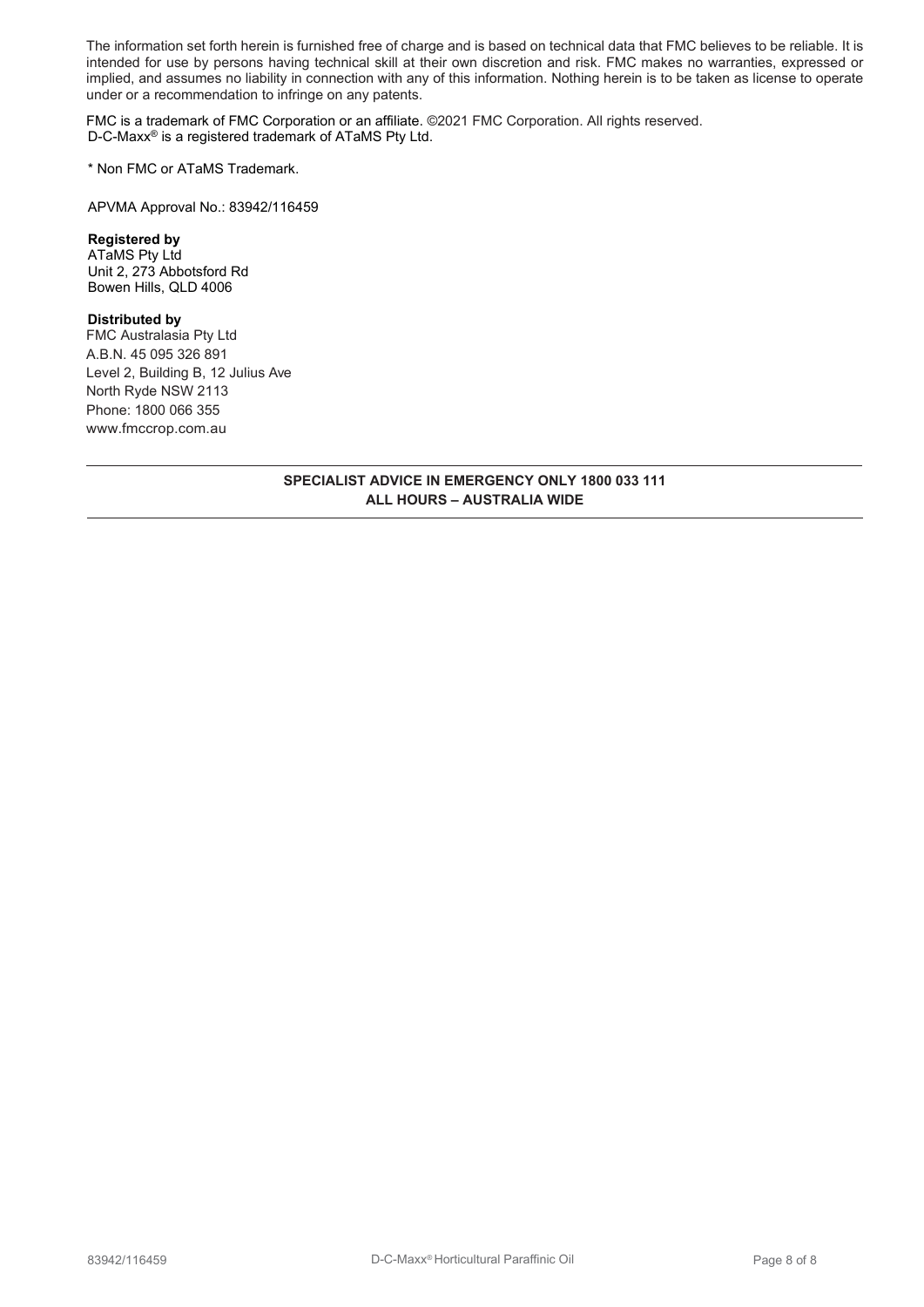The information set forth herein is furnished free of charge and is based on technical data that FMC believes to be reliable. It is intended for use by persons having technical skill at their own discretion and risk. FMC makes no warranties, expressed or implied, and assumes no liability in connection with any of this information. Nothing herein is to be taken as license to operate under or a recommendation to infringe on any patents.

FMC is a trademark of FMC Corporation or an affiliate. ©2021 FMC Corporation. All rights reserved.
D-C-Maxx® is a registered trademark of ATaMS Pty Ltd.

* Non FMC or ATaMS Trademark.

APVMA Approval No.: 83942/116459

**Registered by**
ATaMS Pty Ltd
Unit 2, 273 Abbotsford Rd
Bowen Hills, QLD 4006

**Distributed by**
FMC Australasia Pty Ltd
A.B.N. 45 095 326 891
Level 2, Building B, 12 Julius Ave
North Ryde NSW 2113
Phone: 1800 066 355
www.fmccrop.com.au

---

**SPECIALIST ADVICE IN EMERGENCY ONLY 1800 033 111**
**ALL HOURS – AUSTRALIA WIDE**

---